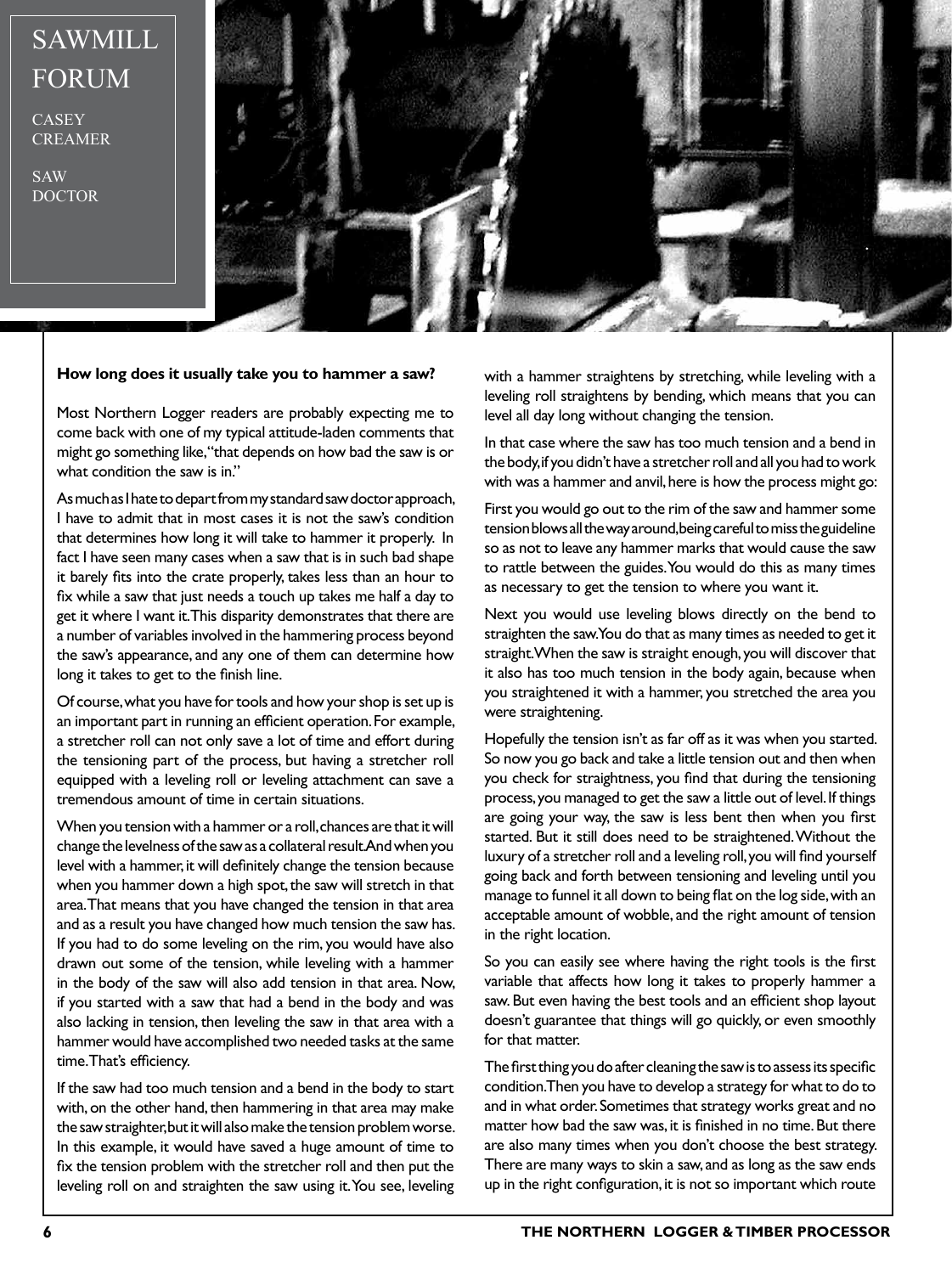# SAWMILL FORUM

CASEY CREAMER

SAW DOCTOR

**How long does it usually take you to hammer a saw?**

Most Northern Logger readers are probably expecting me to come back with one of my typical attitude-laden comments that might go something like, "that depends on how bad the saw is or what condition the saw is in."

As much as I hate to depart from my standard saw doctor approach, I have to admit that in most cases it is not the saw's condition that determines how long it will take to hammer it properly. In fact I have seen many cases when a saw that is in such bad shape it barely fits into the crate properly, takes less than an hour to fix while a saw that just needs a touch up takes me half a day to get it where I want it. This disparity demonstrates that there are a number of variables involved in the hammering process beyond the saw's appearance, and any one of them can determine how long it takes to get to the finish line.

Of course, what you have for tools and how your shop is set up is an important part in running an efficient operation. For example, a stretcher roll can not only save a lot of time and effort during the tensioning part of the process, but having a stretcher roll equipped with a leveling roll or leveling attachment can save a tremendous amount of time in certain situations.

When you tension with a hammer or a roll, chances are that it will change the levelness of the saw as a collateral result. And when you level with a hammer, it will definitely change the tension because when you hammer down a high spot, the saw will stretch in that area. That means that you have changed the tension in that area and as a result you have changed how much tension the saw has. If you had to do some leveling on the rim, you would have also drawn out some of the tension, while leveling with a hammer in the body of the saw will also add tension in that area. Now, if you started with a saw that had a bend in the body and was also lacking in tension, then leveling the saw in that area with a hammer would have accomplished two needed tasks at the same time. That's efficiency.

If the saw had too much tension and a bend in the body to start with, on the other hand, then hammering in that area may make the saw straighter, but it will also make the tension problem worse. In this example, it would have saved a huge amount of time to fix the tension problem with the stretcher roll and then put the leveling roll on and straighten the saw using it. You see, leveling with a hammer straightens by stretching, while leveling with a leveling roll straightens by bending, which means that you can level all day long without changing the tension.

In that case where the saw has too much tension and a bend in the body, if you didn't have a stretcher roll and all you had to work with was a hammer and anvil, here is how the process might go:

First you would go out to the rim of the saw and hammer some tension blows all the way around, being careful to miss the guideline so as not to leave any hammer marks that would cause the saw to rattle between the guides. You would do this as many times as necessary to get the tension to where you want it.

Next you would use leveling blows directly on the bend to straighten the saw. You do that as many times as needed to get it straight. When the saw is straight enough, you will discover that it also has too much tension in the body again, because when you straightened it with a hammer, you stretched the area you were straightening.

Hopefully the tension isn't as far off as it was when you started. So now you go back and take a little tension out and then when you check for straightness, you find that during the tensioning process, you managed to get the saw a little out of level. If things are going your way, the saw is less bent then when you first started. But it still does need to be straightened. Without the luxury of a stretcher roll and a leveling roll, you will find yourself going back and forth between tensioning and leveling until you manage to funnel it all down to being flat on the log side, with an acceptable amount of wobble, and the right amount of tension in the right location.

So you can easily see where having the right tools is the first variable that affects how long it takes to properly hammer a saw. But even having the best tools and an efficient shop layout doesn't guarantee that things will go quickly, or even smoothly for that matter.

The first thing you do after cleaning the saw is to assess its specific condition. Then you have to develop a strategy for what to do to and in what order. Sometimes that strategy works great and no matter how bad the saw was, it is finished in no time. But there are also many times when you don't choose the best strategy. There are many ways to skin a saw, and as long as the saw ends up in the right configuration, it is not so important which route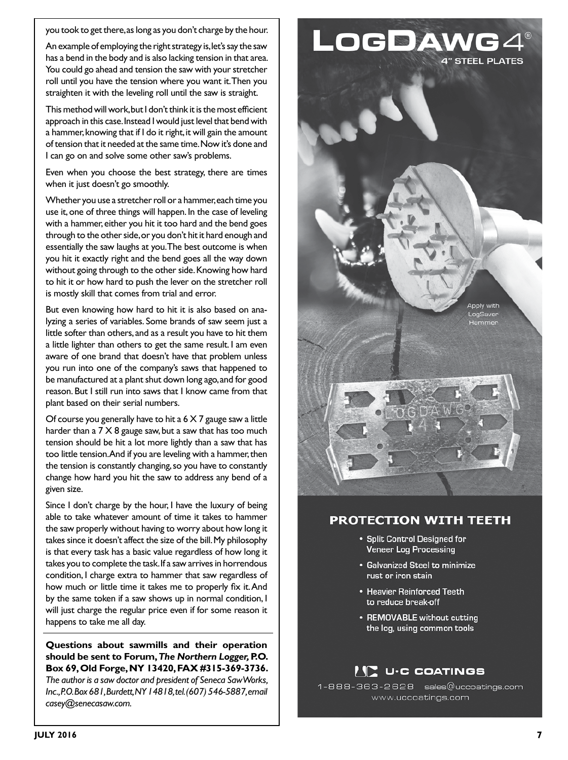you took to get there, as long as you don't charge by the hour.

An example of employing the right strategy is, let's say the saw has a bend in the body and is also lacking tension in that area. You could go ahead and tension the saw with your stretcher roll until you have the tension where you want it. Then you straighten it with the leveling roll until the saw is straight.

This method will work, but I don't think it is the most efficient approach in this case. Instead I would just level that bend with a hammer, knowing that if I do it right, it will gain the amount of tension that it needed at the same time. Now it's done and I can go on and solve some other saw's problems.

Even when you choose the best strategy, there are times when it just doesn't go smoothly.

Whether you use a stretcher roll or a hammer, each time you use it, one of three things will happen. In the case of leveling with a hammer, either you hit it too hard and the bend goes through to the other side, or you don't hit it hard enough and essentially the saw laughs at you. The best outcome is when you hit it exactly right and the bend goes all the way down without going through to the other side. Knowing how hard to hit it or how hard to push the lever on the stretcher roll is mostly skill that comes from trial and error.

But even knowing how hard to hit it is also based on analyzing a series of variables. Some brands of saw seem just a little softer than others, and as a result you have to hit them a little lighter than others to get the same result. I am even aware of one brand that doesn't have that problem unless you run into one of the company's saws that happened to be manufactured at a plant shut down long ago, and for good reason. But I still run into saws that I know came from that plant based on their serial numbers.

Of course you generally have to hit a 6 X 7 gauge saw a little harder than a 7 X 8 gauge saw, but a saw that has too much tension should be hit a lot more lightly than a saw that has too little tension. And if you are leveling with a hammer, then the tension is constantly changing, so you have to constantly change how hard you hit the saw to address any bend of a given size.

Since I don't charge by the hour, I have the luxury of being able to take whatever amount of time it takes to hammer the saw properly without having to worry about how long it takes since it doesn't affect the size of the bill. My philosophy is that every task has a basic value regardless of how long it takes you to complete the task. If a saw arrives in horrendous condition, I charge extra to hammer that saw regardless of how much or little time it takes me to properly fix it. And by the same token if a saw shows up in normal condition, I will just charge the regular price even if for some reason it happens to take me all day.

---

**Questions about sawmills and their operation should be sent to Forum, *The Northern Logger,* P.O. Box 69, Old Forge, NY 13420, FAX #315-369-3736.**

*The author is a saw doctor and president of Seneca Saw Works, Inc., P.O. Box 681, Burdett, NY 14818, tel. (607) 546-5887, email casey@senecasaw.com.*

---

# LOGDAWG4®

**4" STEEL PLATES**

Apply with LogSaver Hammer

## PROTECTION WITH TEETH

- Split Control Designed for Veneer Log Processing
- Galvanized Steel to minimize rust or iron stain
- Heavier Reinforced Teeth to reduce break-off
- REMOVABLE without cutting the log, using common tools

U·C COATINGS

1-888-363-2628 sales@uccoatings.com
www.uccoatings.com